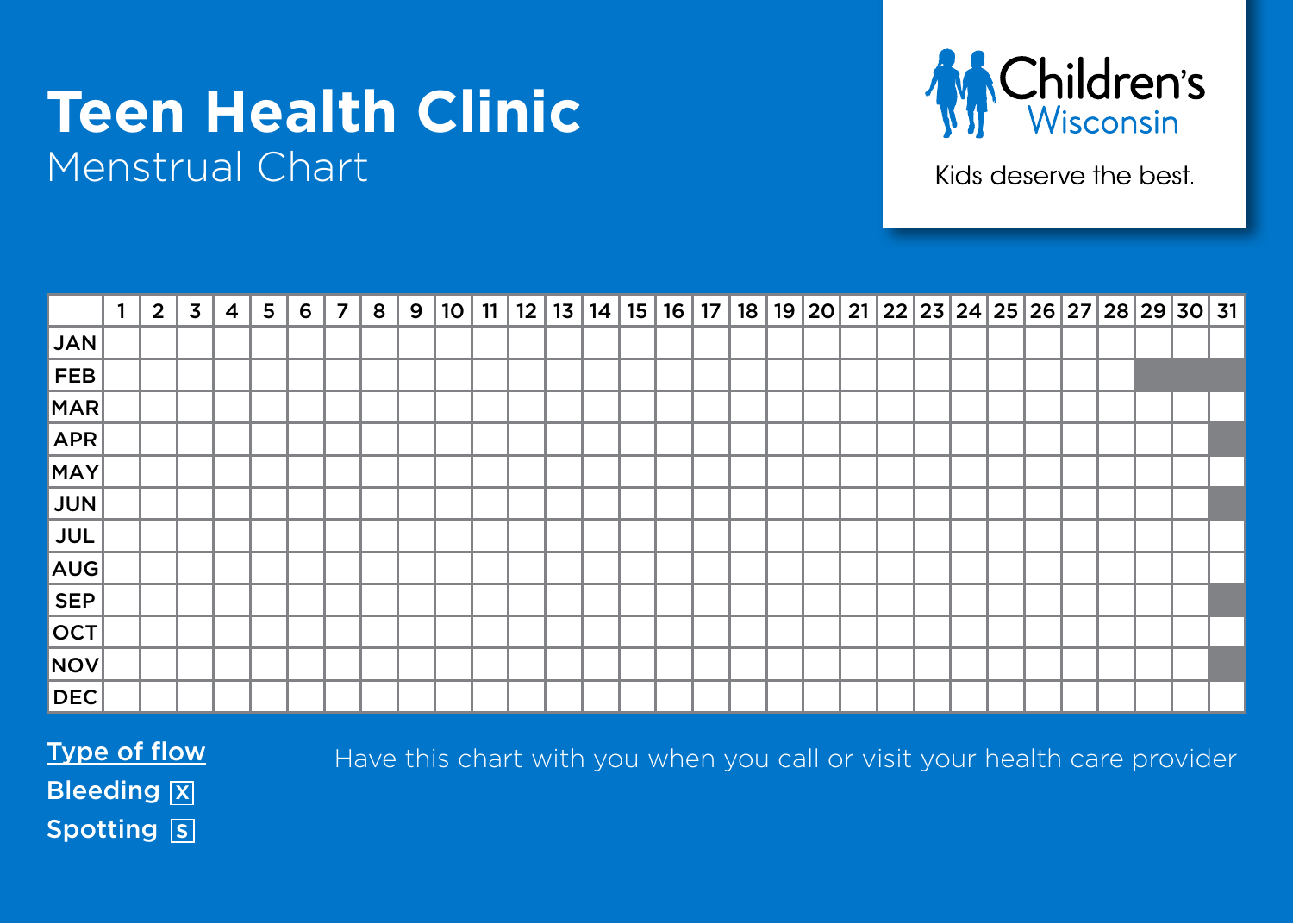# Teen Health Clinic

## Menstrual Chart

Children's Wisconsin

Kids deserve the best.

| | 1 | 2 | 3 | 4 | 5 | 6 | 7 | 8 | 9 | 10 | 11 | 12 | 13 | 14 | 15 | 16 | 17 | 18 | 19 | 20 | 21 | 22 | 23 | 24 | 25 | 26 | 27 | 28 | 29 | 30 | 31 |
|---|---|---|---|---|---|---|---|---|---|---|---|---|---|---|---|---|---|---|---|---|---|---|---|---|---|---|---|---|---|---|---|
| JAN | | | | | | | | | | | | | | | | | | | | | | | | | | | | | | | |
| FEB | | | | | | | | | | | | | | | | | | | | | | | | | | | | | | | |
| MAR | | | | | | | | | | | | | | | | | | | | | | | | | | | | | | | |
| APR | | | | | | | | | | | | | | | | | | | | | | | | | | | | | | | |
| MAY | | | | | | | | | | | | | | | | | | | | | | | | | | | | | | | |
| JUN | | | | | | | | | | | | | | | | | | | | | | | | | | | | | | | |
| JUL | | | | | | | | | | | | | | | | | | | | | | | | | | | | | | | |
| AUG | | | | | | | | | | | | | | | | | | | | | | | | | | | | | | | |
| SEP | | | | | | | | | | | | | | | | | | | | | | | | | | | | | | | |
| OCT | | | | | | | | | | | | | | | | | | | | | | | | | | | | | | | |
| NOV | | | | | | | | | | | | | | | | | | | | | | | | | | | | | | | |
| DEC | | | | | | | | | | | | | | | | | | | | | | | | | | | | | | | |

**Type of flow**

**Bleeding** X

**Spotting** S

Have this chart with you when you call or visit your health care provider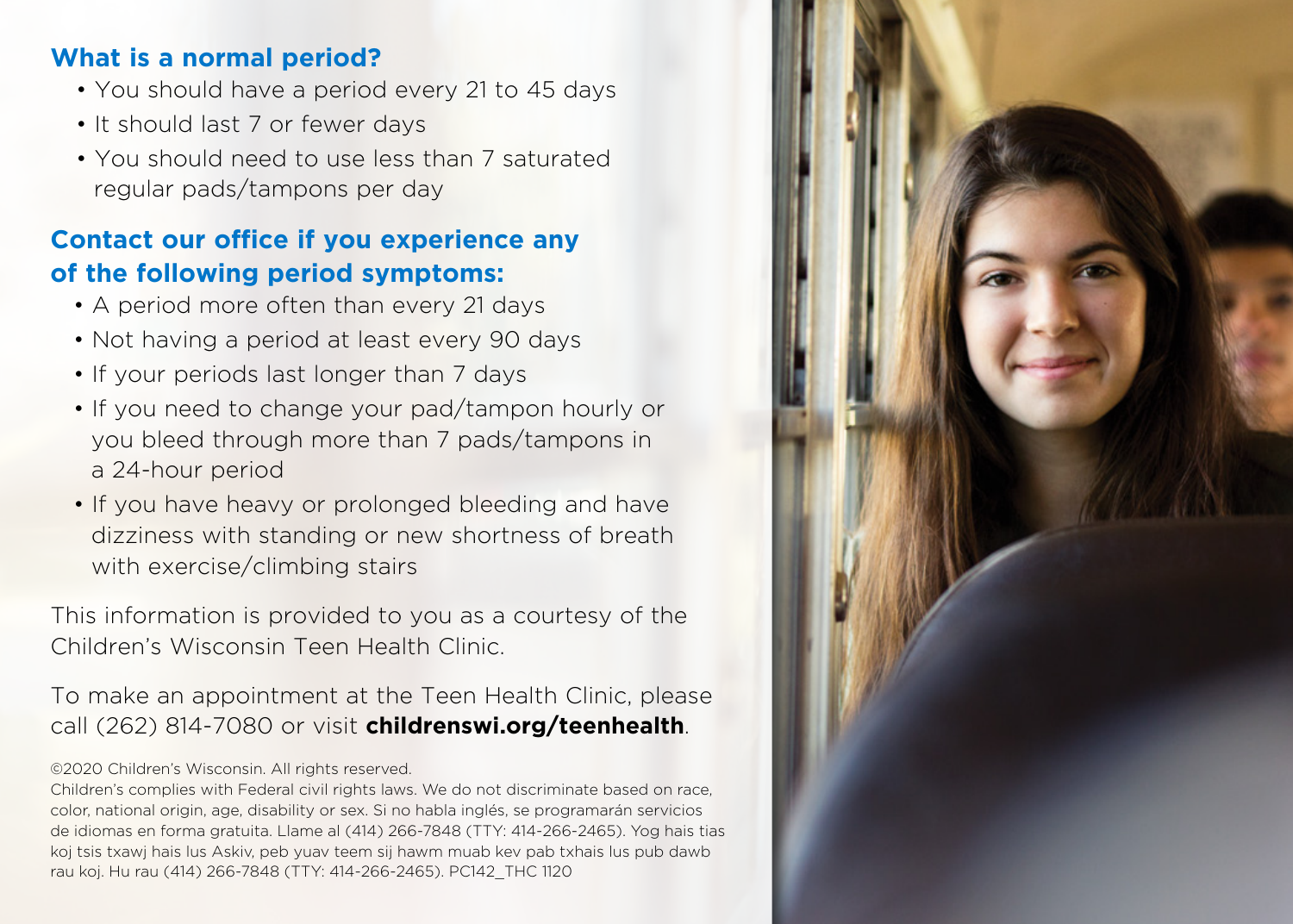## What is a normal period?

- You should have a period every 21 to 45 days
- It should last 7 or fewer days
- You should need to use less than 7 saturated regular pads/tampons per day

## Contact our office if you experience any of the following period symptoms:

- A period more often than every 21 days
- Not having a period at least every 90 days
- If your periods last longer than 7 days
- If you need to change your pad/tampon hourly or you bleed through more than 7 pads/tampons in a 24-hour period
- If you have heavy or prolonged bleeding and have dizziness with standing or new shortness of breath with exercise/climbing stairs

This information is provided to you as a courtesy of the Children's Wisconsin Teen Health Clinic.

To make an appointment at the Teen Health Clinic, please call (262) 814-7080 or visit **childrenswi.org/teenhealth**.

©2020 Children's Wisconsin. All rights reserved.
Children's complies with Federal civil rights laws. We do not discriminate based on race, color, national origin, age, disability or sex. Si no habla inglés, se programarán servicios de idiomas en forma gratuita. Llame al (414) 266-7848 (TTY: 414-266-2465). Yog hais tias koj tsis txawj hais lus Askiv, peb yuav teem sij hawm muab kev pab txhais lus pub dawb rau koj. Hu rau (414) 266-7848 (TTY: 414-266-2465). PC142_THC 1120